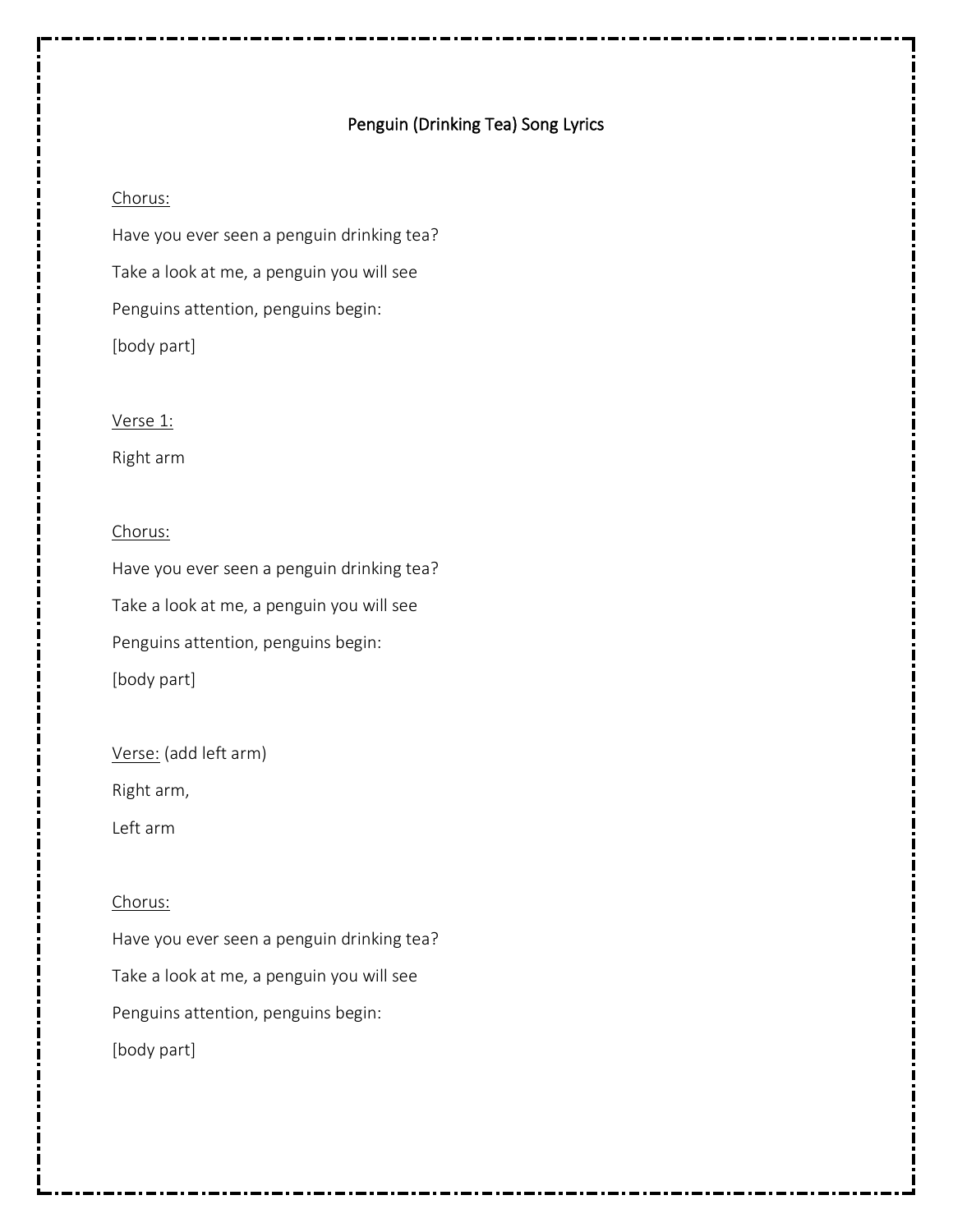# Penguin (Drinking Tea) Song Lyrics

<u>Chorus:</u>

Have you ever seen a penguin drinking tea?

Take a look at me, a penguin you will see

Penguins attention, penguins begin:

[body part]

<u>Verse 1:</u>

Right arm

<u>Chorus:</u>

Have you ever seen a penguin drinking tea?

Take a look at me, a penguin you will see

Penguins attention, penguins begin:

[body part]

<u>Verse:</u> (add left arm)

Right arm,

Left arm

<u>Chorus:</u>

Have you ever seen a penguin drinking tea?

Take a look at me, a penguin you will see

Penguins attention, penguins begin:

[body part]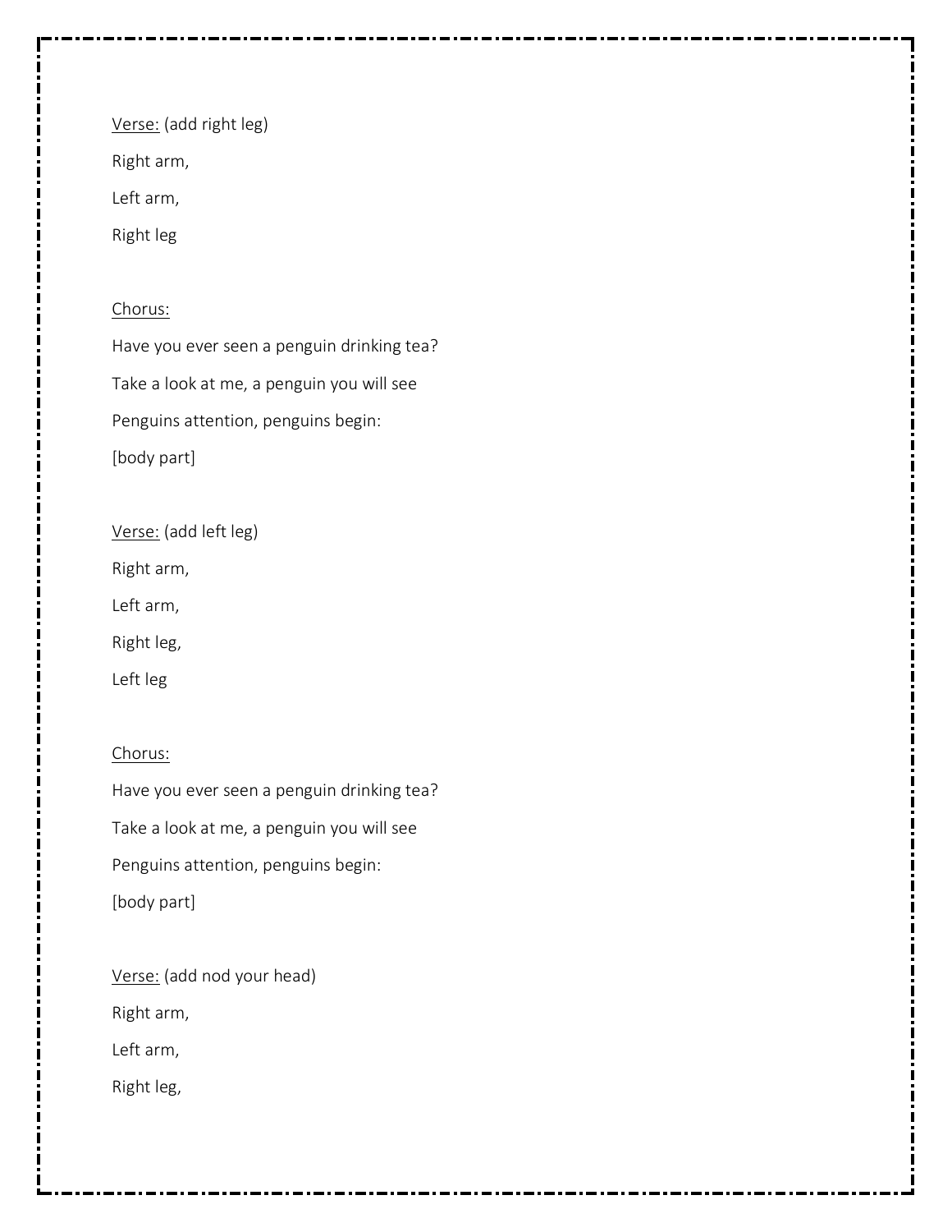<u>Verse:</u> (add right leg)

Right arm,

Left arm,

Right leg

<u>Chorus:</u>

Have you ever seen a penguin drinking tea?

Take a look at me, a penguin you will see

Penguins attention, penguins begin:

[body part]

<u>Verse:</u> (add left leg)

Right arm,

Left arm,

Right leg,

Left leg

<u>Chorus:</u>

Have you ever seen a penguin drinking tea?

Take a look at me, a penguin you will see

Penguins attention, penguins begin:

[body part]

<u>Verse:</u> (add nod your head)

Right arm,

Left arm,

Right leg,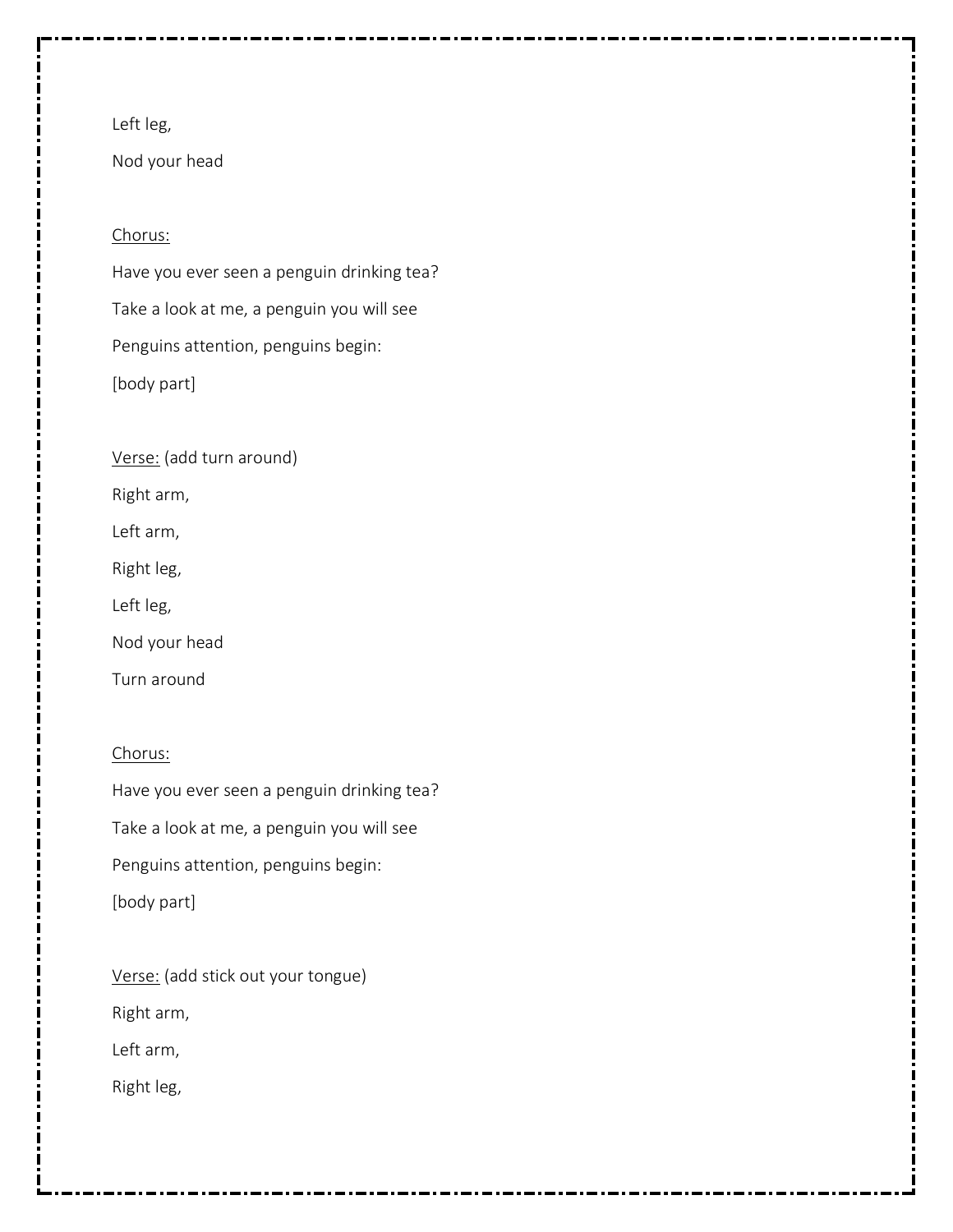Left leg,

Nod your head

<u>Chorus:</u>

Have you ever seen a penguin drinking tea?

Take a look at me, a penguin you will see

Penguins attention, penguins begin:

[body part]

<u>Verse:</u> (add turn around)

Right arm,

Left arm,

Right leg,

Left leg,

Nod your head

Turn around

<u>Chorus:</u>

Have you ever seen a penguin drinking tea?

Take a look at me, a penguin you will see

Penguins attention, penguins begin:

[body part]

<u>Verse:</u> (add stick out your tongue)

Right arm,

Left arm,

Right leg,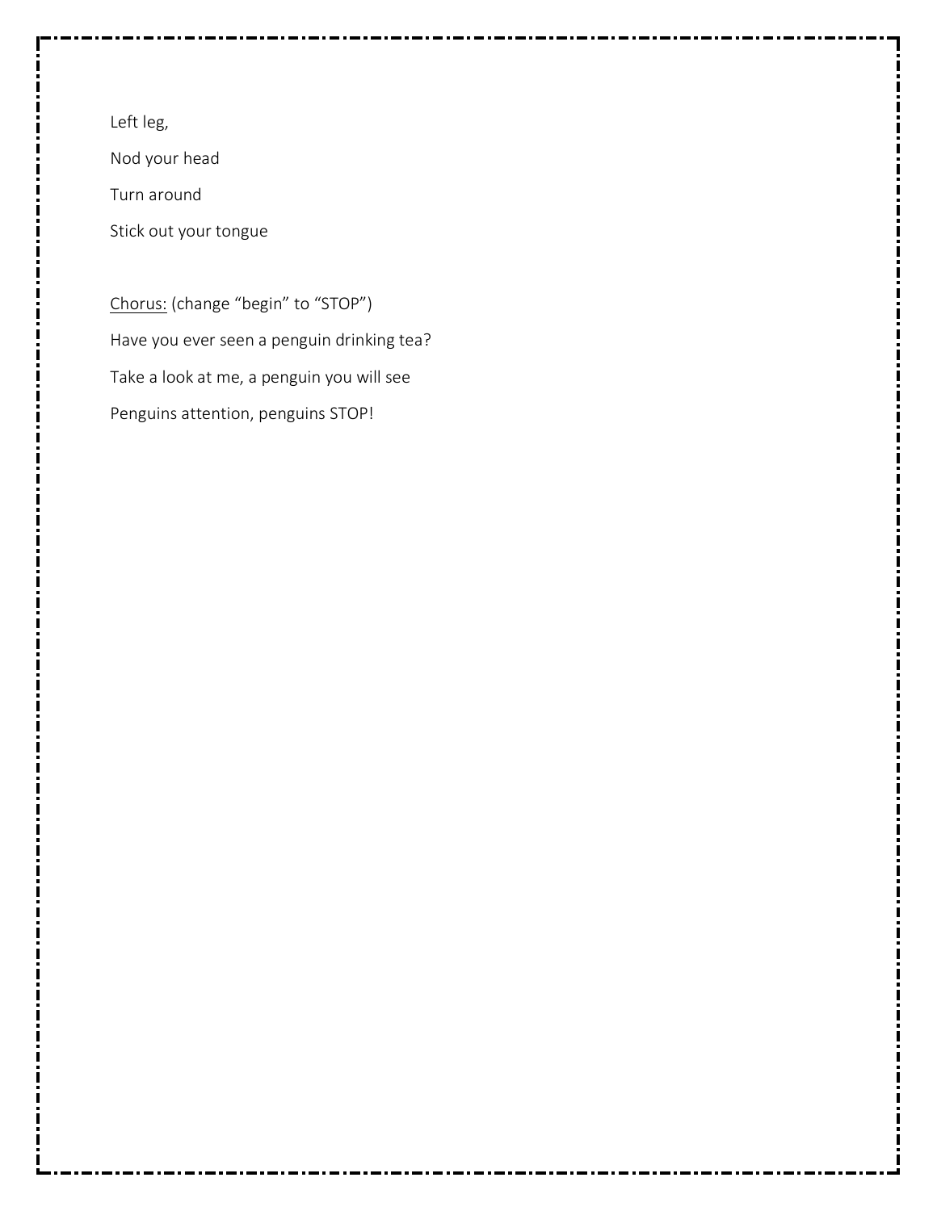Left leg,

Nod your head

Turn around

Stick out your tongue

<u>Chorus:</u> (change "begin" to "STOP")

Have you ever seen a penguin drinking tea?

Take a look at me, a penguin you will see

Penguins attention, penguins STOP!